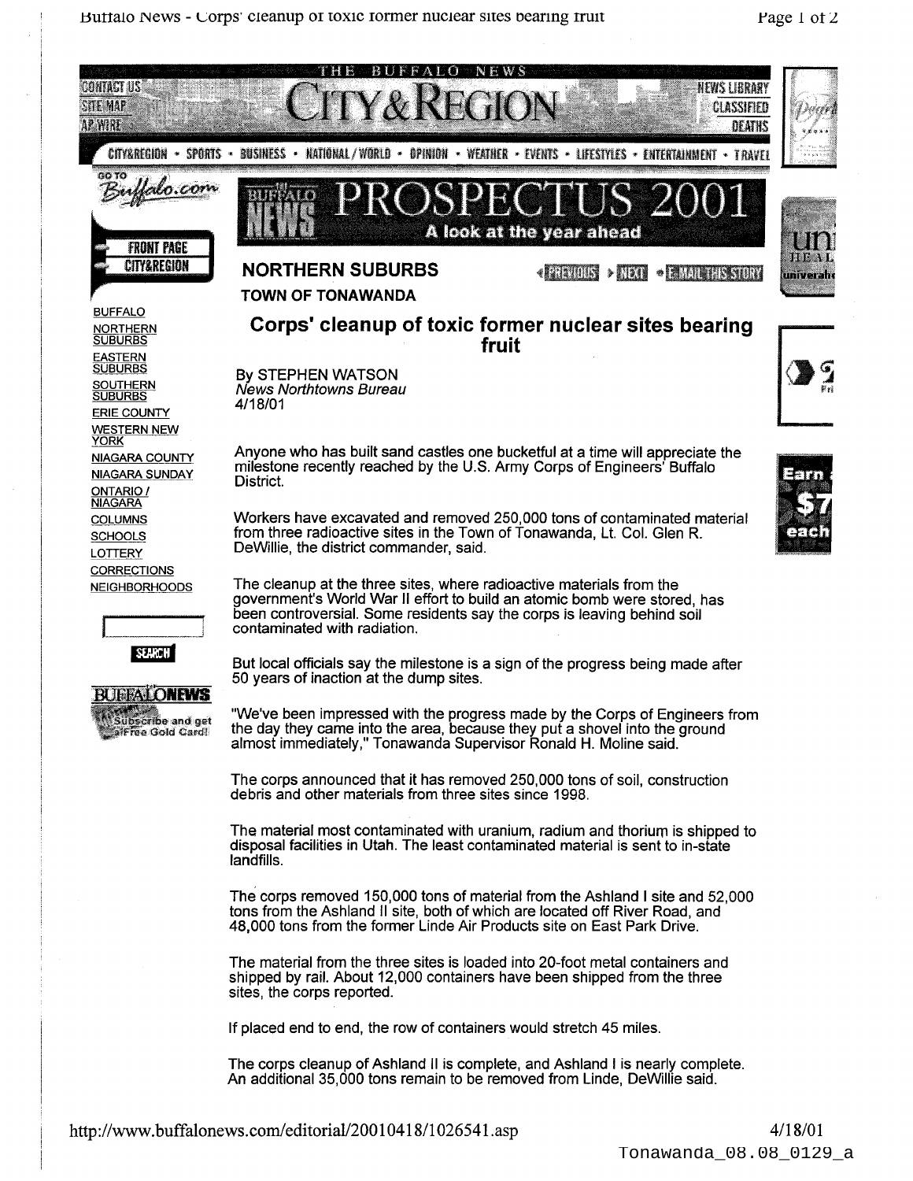## NORTHERN SUBURBS

**TOWN OF TONAWANDA**

# Corps' cleanup of toxic former nuclear sites bearing fruit

By STEPHEN WATSON
*News Northtowns Bureau*
4/18/01

Anyone who has built sand castles one bucketful at a time will appreciate the milestone recently reached by the U.S. Army Corps of Engineers' Buffalo District.

Workers have excavated and removed 250,000 tons of contaminated material from three radioactive sites in the Town of Tonawanda, Lt. Col. Glen R. DeWillie, the district commander, said.

The cleanup at the three sites, where radioactive materials from the government's World War II effort to build an atomic bomb were stored, has been controversial. Some residents say the corps is leaving behind soil contaminated with radiation.

But local officials say the milestone is a sign of the progress being made after 50 years of inaction at the dump sites.

"We've been impressed with the progress made by the Corps of Engineers from the day they came into the area, because they put a shovel into the ground almost immediately," Tonawanda Supervisor Ronald H. Moline said.

The corps announced that it has removed 250,000 tons of soil, construction debris and other materials from three sites since 1998.

The material most contaminated with uranium, radium and thorium is shipped to disposal facilities in Utah. The least contaminated material is sent to in-state landfills.

The corps removed 150,000 tons of material from the Ashland I site and 52,000 tons from the Ashland II site, both of which are located off River Road, and 48,000 tons from the former Linde Air Products site on East Park Drive.

The material from the three sites is loaded into 20-foot metal containers and shipped by rail. About 12,000 containers have been shipped from the three sites, the corps reported.

If placed end to end, the row of containers would stretch 45 miles.

The corps cleanup of Ashland II is complete, and Ashland I is nearly complete. An additional 35,000 tons remain to be removed from Linde, DeWillie said.

http://www.buffalonews.com/editorial/20010418/1026541.asp

Tonawanda_08.08_0129_a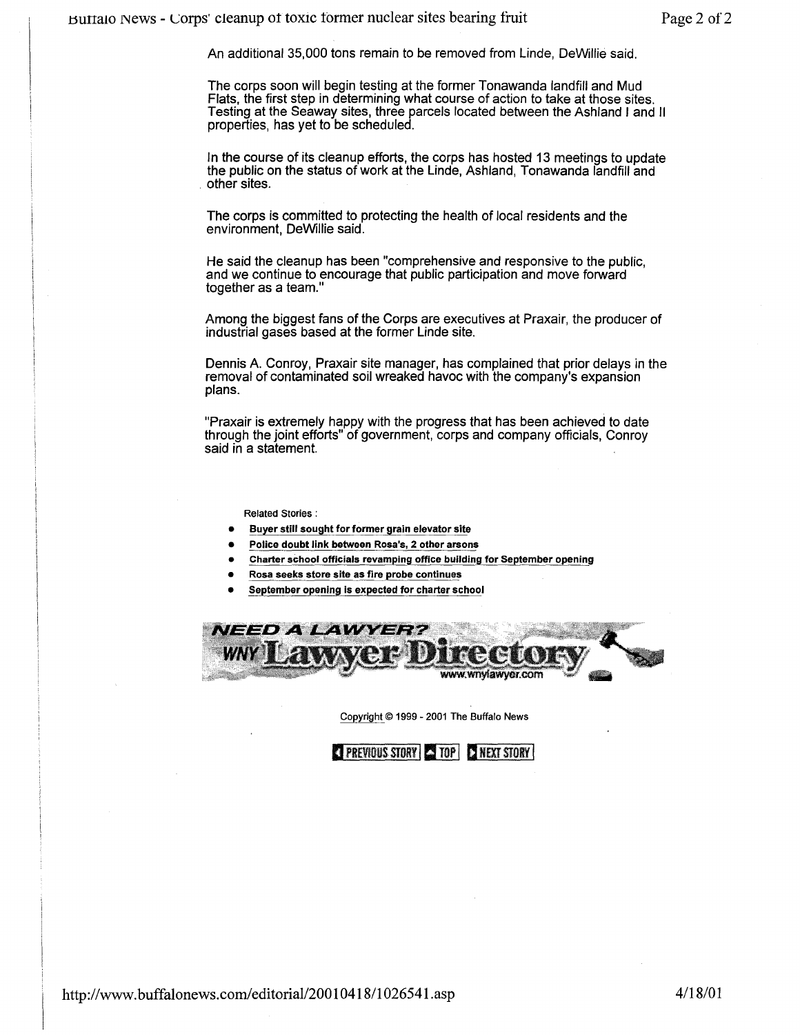An additional 35,000 tons remain to be removed from Linde, DeWillie said.

The corps soon will begin testing at the former Tonawanda landfill and Mud Flats, the first step in determining what course of action to take at those sites. Testing at the Seaway sites, three parcels located between the Ashland I and II properties, has yet to be scheduled.

In the course of its cleanup efforts, the corps has hosted 13 meetings to update the public on the status of work at the Linde, Ashland, Tonawanda landfill and other sites.

The corps is committed to protecting the health of local residents and the environment, DeWillie said.

He said the cleanup has been "comprehensive and responsive to the public, and we continue to encourage that public participation and move forward together as a team."

Among the biggest fans of the Corps are executives at Praxair, the producer of industrial gases based at the former Linde site.

Dennis A. Conroy, Praxair site manager, has complained that prior delays in the removal of contaminated soil wreaked havoc with the company's expansion plans.

"Praxair is extremely happy with the progress that has been achieved to date through the joint efforts" of government, corps and company officials, Conroy said in a statement.

Related Stories :

- **Buyer still sought for former grain elevator site**
- **Police doubt link between Rosa's, 2 other arsons**
- **Charter school officials revamping office building for September opening**
- **Rosa seeks store site as fire probe continues**
- **September opening is expected for charter school**

NEED A LAWYER? WNY Lawyer Directory www.wnylawyer.com

Copyright © 1999 - 2001 The Buffalo News

PREVIOUS STORY | TOP | NEXT STORY